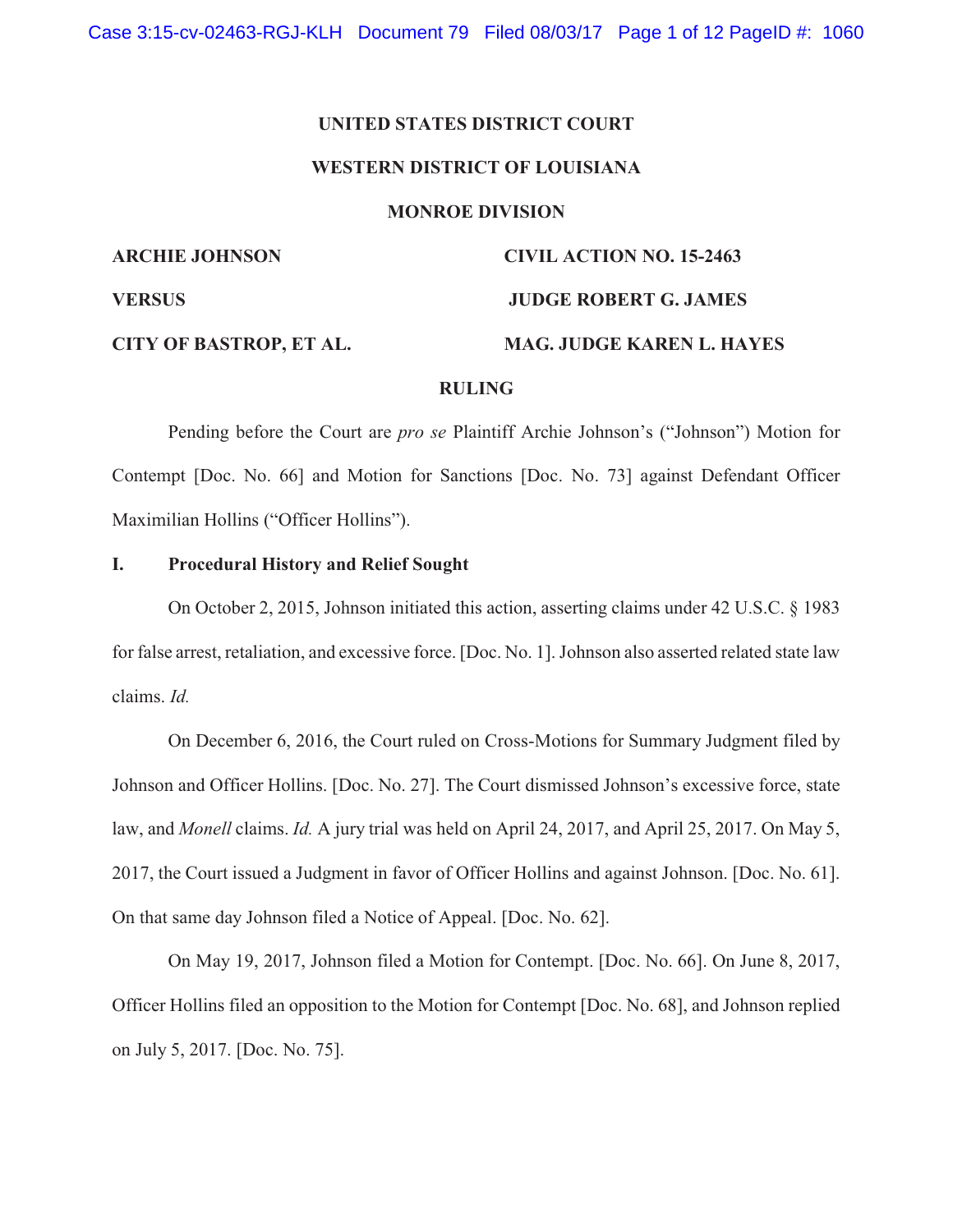**UNITED STATES DISTRICT COURT**

**WESTERN DISTRICT OF LOUISIANA**

**MONROE DIVISION**

**ARCHIE JOHNSON** **CIVIL ACTION NO. 15-2463**

**VERSUS** **JUDGE ROBERT G. JAMES**

**CITY OF BASTROP, ET AL.** **MAG. JUDGE KAREN L. HAYES**

**RULING**

Pending before the Court are *pro se* Plaintiff Archie Johnson's ("Johnson") Motion for Contempt [Doc. No. 66] and Motion for Sanctions [Doc. No. 73] against Defendant Officer Maximilian Hollins ("Officer Hollins").

## I. Procedural History and Relief Sought

On October 2, 2015, Johnson initiated this action, asserting claims under 42 U.S.C. § 1983 for false arrest, retaliation, and excessive force. [Doc. No. 1]. Johnson also asserted related state law claims. *Id.*

On December 6, 2016, the Court ruled on Cross-Motions for Summary Judgment filed by Johnson and Officer Hollins. [Doc. No. 27]. The Court dismissed Johnson's excessive force, state law, and *Monell* claims. *Id.* A jury trial was held on April 24, 2017, and April 25, 2017. On May 5, 2017, the Court issued a Judgment in favor of Officer Hollins and against Johnson. [Doc. No. 61]. On that same day Johnson filed a Notice of Appeal. [Doc. No. 62].

On May 19, 2017, Johnson filed a Motion for Contempt. [Doc. No. 66]. On June 8, 2017, Officer Hollins filed an opposition to the Motion for Contempt [Doc. No. 68], and Johnson replied on July 5, 2017. [Doc. No. 75].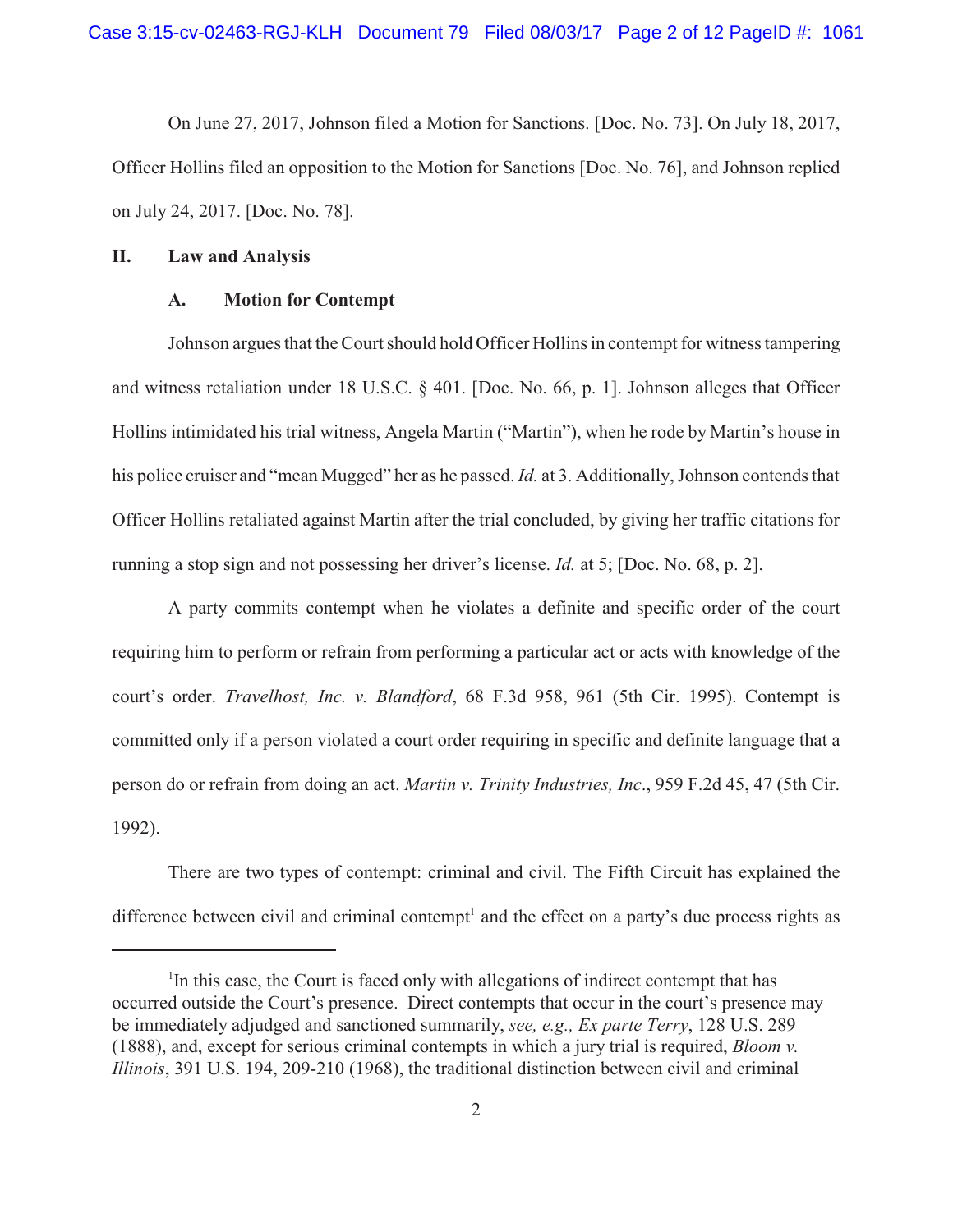On June 27, 2017, Johnson filed a Motion for Sanctions. [Doc. No. 73]. On July 18, 2017, Officer Hollins filed an opposition to the Motion for Sanctions [Doc. No. 76], and Johnson replied on July 24, 2017. [Doc. No. 78].

## II. Law and Analysis

### A. Motion for Contempt

Johnson argues that the Court should hold Officer Hollins in contempt for witness tampering and witness retaliation under 18 U.S.C. § 401. [Doc. No. 66, p. 1]. Johnson alleges that Officer Hollins intimidated his trial witness, Angela Martin ("Martin"), when he rode by Martin's house in his police cruiser and "mean Mugged" her as he passed. *Id.* at 3. Additionally, Johnson contends that Officer Hollins retaliated against Martin after the trial concluded, by giving her traffic citations for running a stop sign and not possessing her driver's license. *Id.* at 5; [Doc. No. 68, p. 2].

A party commits contempt when he violates a definite and specific order of the court requiring him to perform or refrain from performing a particular act or acts with knowledge of the court's order. *Travelhost, Inc. v. Blandford*, 68 F.3d 958, 961 (5th Cir. 1995). Contempt is committed only if a person violated a court order requiring in specific and definite language that a person do or refrain from doing an act. *Martin v. Trinity Industries, Inc*., 959 F.2d 45, 47 (5th Cir. 1992).

There are two types of contempt: criminal and civil. The Fifth Circuit has explained the difference between civil and criminal contempt[1] and the effect on a party's due process rights as

[1]In this case, the Court is faced only with allegations of indirect contempt that has occurred outside the Court's presence. Direct contempts that occur in the court's presence may be immediately adjudged and sanctioned summarily, *see, e.g., Ex parte Terry*, 128 U.S. 289 (1888), and, except for serious criminal contempts in which a jury trial is required, *Bloom v. Illinois*, 391 U.S. 194, 209-210 (1968), the traditional distinction between civil and criminal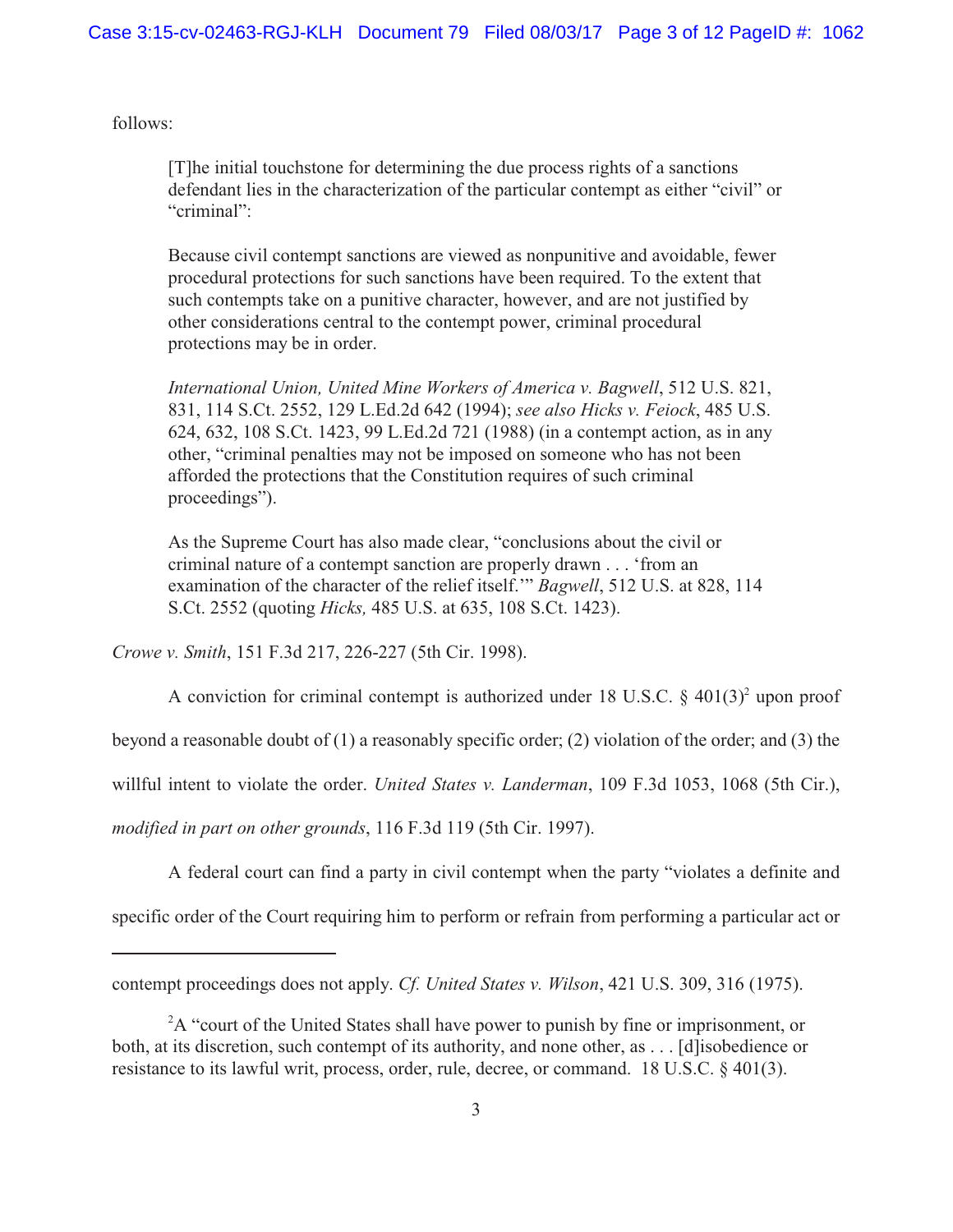follows:

> [T]he initial touchstone for determining the due process rights of a sanctions defendant lies in the characterization of the particular contempt as either "civil" or "criminal":
>
> Because civil contempt sanctions are viewed as nonpunitive and avoidable, fewer procedural protections for such sanctions have been required. To the extent that such contempts take on a punitive character, however, and are not justified by other considerations central to the contempt power, criminal procedural protections may be in order.
>
> *International Union, United Mine Workers of America v. Bagwell*, 512 U.S. 821, 831, 114 S.Ct. 2552, 129 L.Ed.2d 642 (1994); *see also Hicks v. Feiock*, 485 U.S. 624, 632, 108 S.Ct. 1423, 99 L.Ed.2d 721 (1988) (in a contempt action, as in any other, "criminal penalties may not be imposed on someone who has not been afforded the protections that the Constitution requires of such criminal proceedings").
>
> As the Supreme Court has also made clear, "conclusions about the civil or criminal nature of a contempt sanction are properly drawn . . . 'from an examination of the character of the relief itself.'" *Bagwell*, 512 U.S. at 828, 114 S.Ct. 2552 (quoting *Hicks,* 485 U.S. at 635, 108 S.Ct. 1423).

*Crowe v. Smith*, 151 F.3d 217, 226-227 (5th Cir. 1998).

A conviction for criminal contempt is authorized under 18 U.S.C. § 401(3)[2] upon proof beyond a reasonable doubt of (1) a reasonably specific order; (2) violation of the order; and (3) the willful intent to violate the order. *United States v. Landerman*, 109 F.3d 1053, 1068 (5th Cir.), *modified in part on other grounds*, 116 F.3d 119 (5th Cir. 1997).

A federal court can find a party in civil contempt when the party "violates a definite and specific order of the Court requiring him to perform or refrain from performing a particular act or

---

contempt proceedings does not apply. *Cf. United States v. Wilson*, 421 U.S. 309, 316 (1975).

[2] A "court of the United States shall have power to punish by fine or imprisonment, or both, at its discretion, such contempt of its authority, and none other, as . . . [d]isobedience or resistance to its lawful writ, process, order, rule, decree, or command. 18 U.S.C. § 401(3).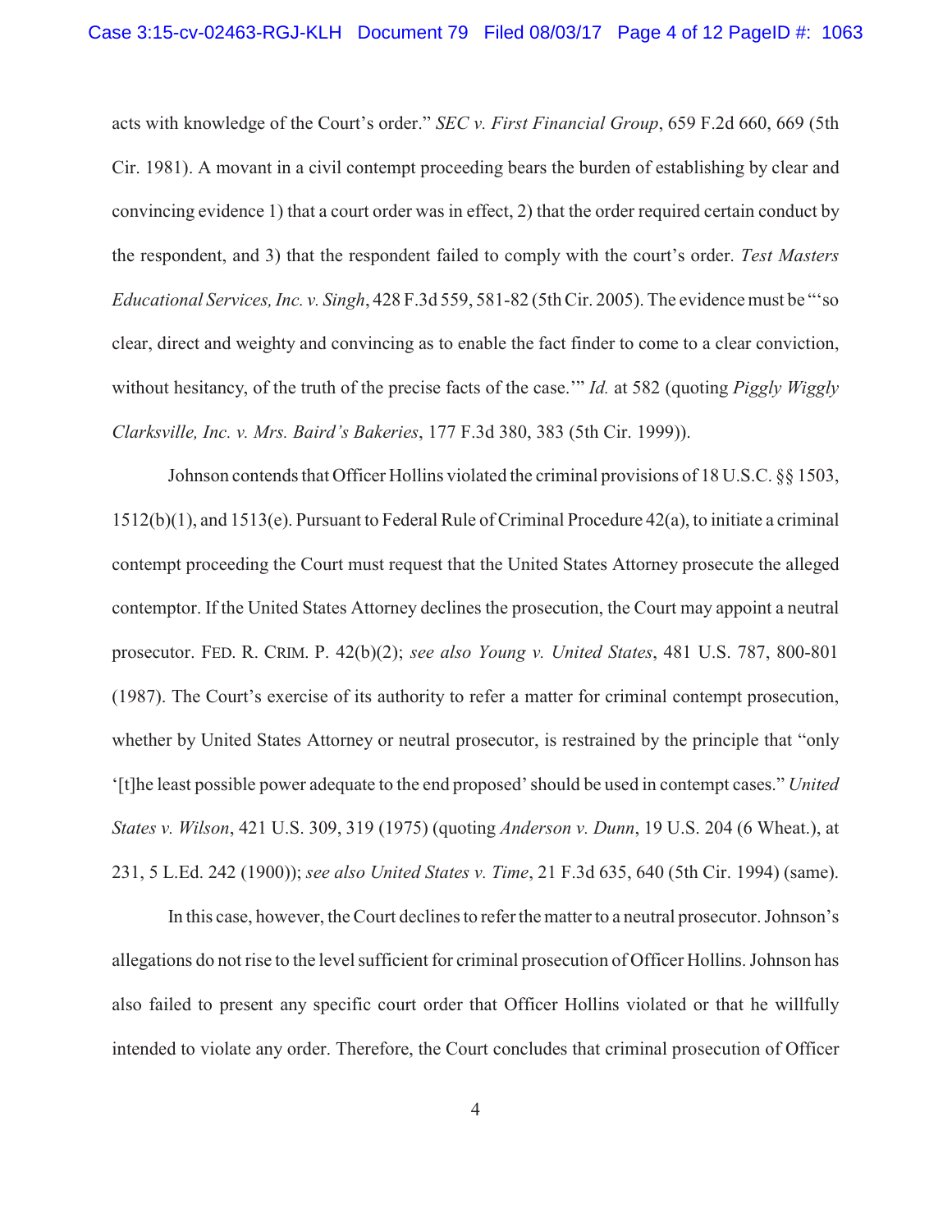acts with knowledge of the Court's order." *SEC v. First Financial Group*, 659 F.2d 660, 669 (5th Cir. 1981). A movant in a civil contempt proceeding bears the burden of establishing by clear and convincing evidence 1) that a court order was in effect, 2) that the order required certain conduct by the respondent, and 3) that the respondent failed to comply with the court's order. *Test Masters Educational Services, Inc. v. Singh*, 428 F.3d 559, 581-82 (5th Cir. 2005). The evidence must be "'so clear, direct and weighty and convincing as to enable the fact finder to come to a clear conviction, without hesitancy, of the truth of the precise facts of the case.'" *Id.* at 582 (quoting *Piggly Wiggly Clarksville, Inc. v. Mrs. Baird's Bakeries*, 177 F.3d 380, 383 (5th Cir. 1999)).

Johnson contends that Officer Hollins violated the criminal provisions of 18 U.S.C. §§ 1503, 1512(b)(1), and 1513(e). Pursuant to Federal Rule of Criminal Procedure 42(a), to initiate a criminal contempt proceeding the Court must request that the United States Attorney prosecute the alleged contemptor. If the United States Attorney declines the prosecution, the Court may appoint a neutral prosecutor. FED. R. CRIM. P. 42(b)(2); *see also Young v. United States*, 481 U.S. 787, 800-801 (1987). The Court's exercise of its authority to refer a matter for criminal contempt prosecution, whether by United States Attorney or neutral prosecutor, is restrained by the principle that "only '[t]he least possible power adequate to the end proposed' should be used in contempt cases." *United States v. Wilson*, 421 U.S. 309, 319 (1975) (quoting *Anderson v. Dunn*, 19 U.S. 204 (6 Wheat.), at 231, 5 L.Ed. 242 (1900)); *see also United States v. Time*, 21 F.3d 635, 640 (5th Cir. 1994) (same).

In this case, however, the Court declines to refer the matter to a neutral prosecutor. Johnson's allegations do not rise to the level sufficient for criminal prosecution of Officer Hollins. Johnson has also failed to present any specific court order that Officer Hollins violated or that he willfully intended to violate any order. Therefore, the Court concludes that criminal prosecution of Officer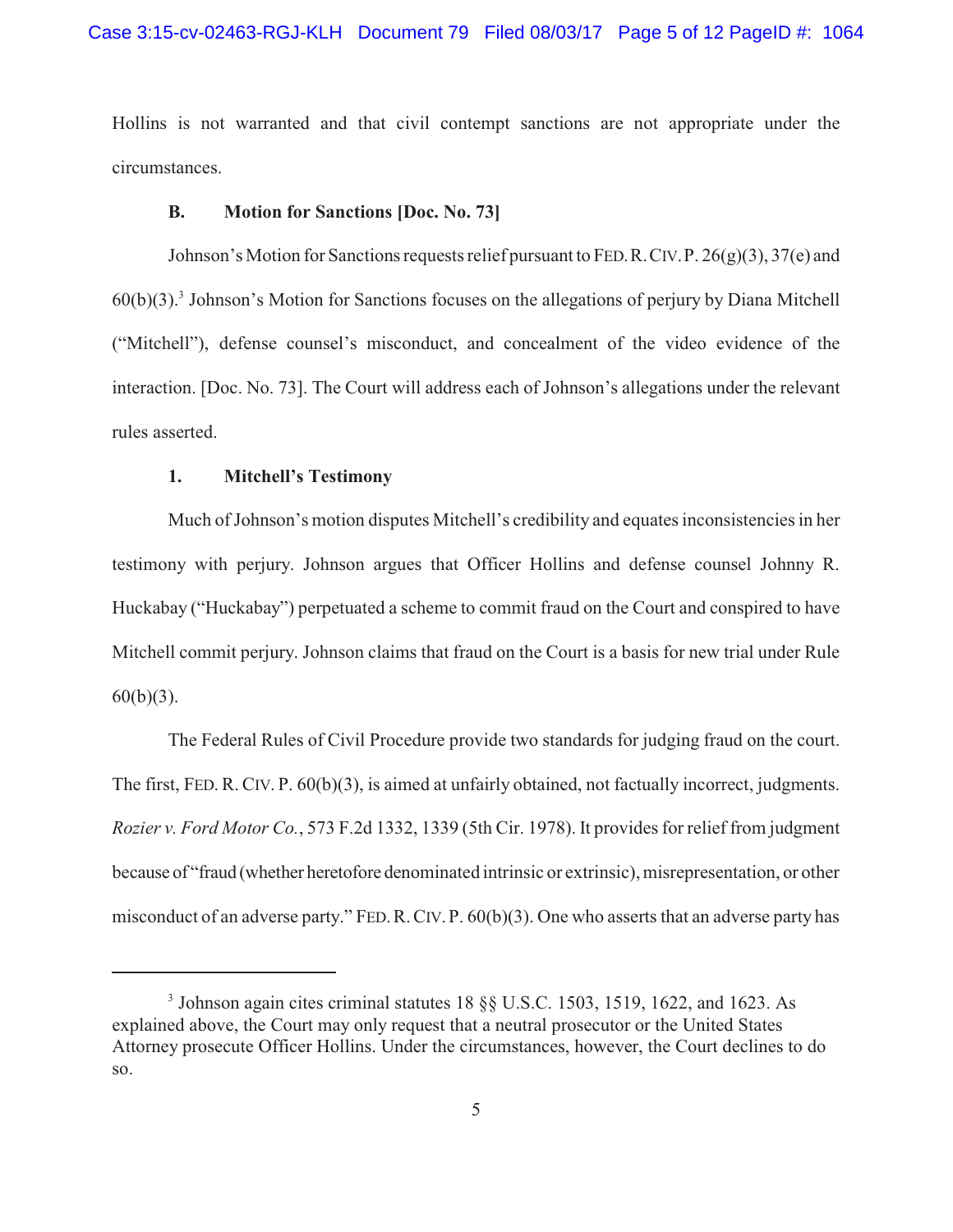Hollins is not warranted and that civil contempt sanctions are not appropriate under the circumstances.

### B. Motion for Sanctions [Doc. No. 73]

Johnson's Motion for Sanctions requests relief pursuant to FED. R. CIV. P. 26(g)(3), 37(e) and 60(b)(3).[3] Johnson's Motion for Sanctions focuses on the allegations of perjury by Diana Mitchell ("Mitchell"), defense counsel's misconduct, and concealment of the video evidence of the interaction. [Doc. No. 73]. The Court will address each of Johnson's allegations under the relevant rules asserted.

#### 1. Mitchell's Testimony

Much of Johnson's motion disputes Mitchell's credibility and equates inconsistencies in her testimony with perjury. Johnson argues that Officer Hollins and defense counsel Johnny R. Huckabay ("Huckabay") perpetuated a scheme to commit fraud on the Court and conspired to have Mitchell commit perjury. Johnson claims that fraud on the Court is a basis for new trial under Rule 60(b)(3).

The Federal Rules of Civil Procedure provide two standards for judging fraud on the court. The first, FED. R. CIV. P. 60(b)(3), is aimed at unfairly obtained, not factually incorrect, judgments. *Rozier v. Ford Motor Co.*, 573 F.2d 1332, 1339 (5th Cir. 1978). It provides for relief from judgment because of "fraud (whether heretofore denominated intrinsic or extrinsic), misrepresentation, or other misconduct of an adverse party." FED. R. CIV. P. 60(b)(3). One who asserts that an adverse party has

---

[3] Johnson again cites criminal statutes 18 §§ U.S.C. 1503, 1519, 1622, and 1623. As explained above, the Court may only request that a neutral prosecutor or the United States Attorney prosecute Officer Hollins. Under the circumstances, however, the Court declines to do so.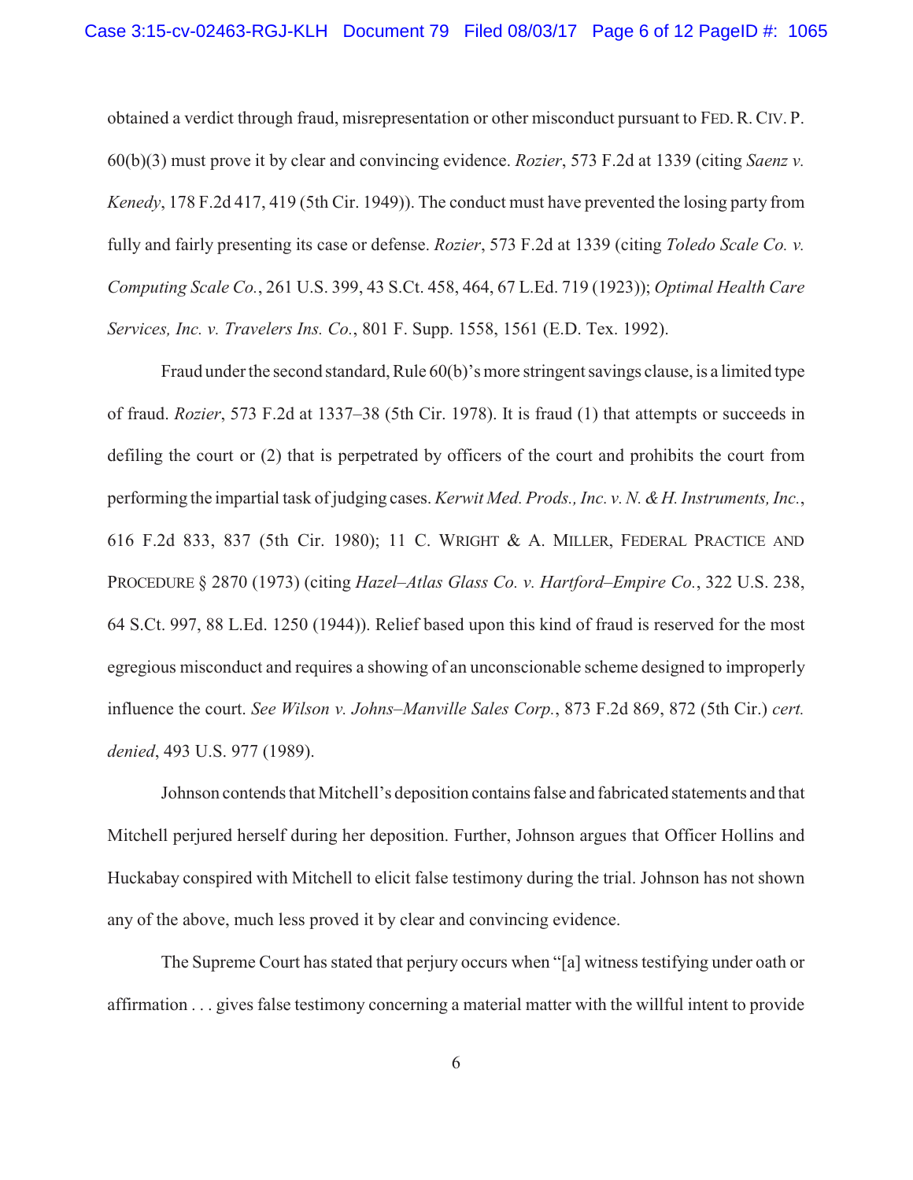obtained a verdict through fraud, misrepresentation or other misconduct pursuant to FED. R. CIV. P. 60(b)(3) must prove it by clear and convincing evidence. *Rozier*, 573 F.2d at 1339 (citing *Saenz v. Kenedy*, 178 F.2d 417, 419 (5th Cir. 1949)). The conduct must have prevented the losing party from fully and fairly presenting its case or defense. *Rozier*, 573 F.2d at 1339 (citing *Toledo Scale Co. v. Computing Scale Co.*, 261 U.S. 399, 43 S.Ct. 458, 464, 67 L.Ed. 719 (1923)); *Optimal Health Care Services, Inc. v. Travelers Ins. Co.*, 801 F. Supp. 1558, 1561 (E.D. Tex. 1992).

Fraud under the second standard, Rule 60(b)'s more stringent savings clause, is a limited type of fraud. *Rozier*, 573 F.2d at 1337–38 (5th Cir. 1978). It is fraud (1) that attempts or succeeds in defiling the court or (2) that is perpetrated by officers of the court and prohibits the court from performing the impartial task of judging cases. *Kerwit Med. Prods., Inc. v. N. & H. Instruments, Inc.*, 616 F.2d 833, 837 (5th Cir. 1980); 11 C. WRIGHT & A. MILLER, FEDERAL PRACTICE AND PROCEDURE § 2870 (1973) (citing *Hazel–Atlas Glass Co. v. Hartford–Empire Co.*, 322 U.S. 238, 64 S.Ct. 997, 88 L.Ed. 1250 (1944)). Relief based upon this kind of fraud is reserved for the most egregious misconduct and requires a showing of an unconscionable scheme designed to improperly influence the court. *See Wilson v. Johns–Manville Sales Corp.*, 873 F.2d 869, 872 (5th Cir.) *cert. denied*, 493 U.S. 977 (1989).

Johnson contends that Mitchell's deposition contains false and fabricated statements and that Mitchell perjured herself during her deposition. Further, Johnson argues that Officer Hollins and Huckabay conspired with Mitchell to elicit false testimony during the trial. Johnson has not shown any of the above, much less proved it by clear and convincing evidence.

The Supreme Court has stated that perjury occurs when "[a] witness testifying under oath or affirmation . . . gives false testimony concerning a material matter with the willful intent to provide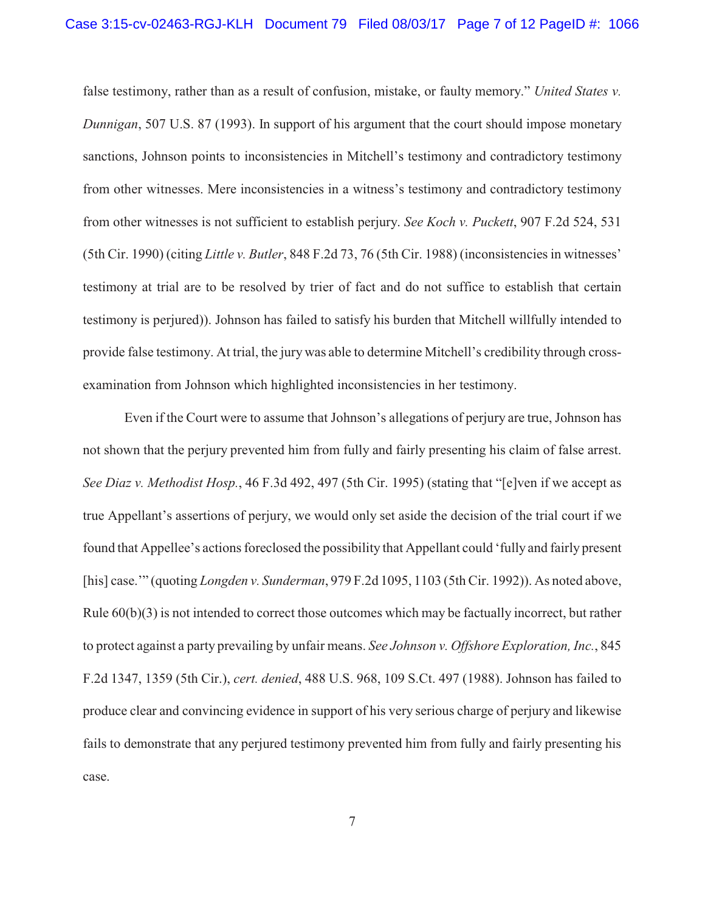false testimony, rather than as a result of confusion, mistake, or faulty memory." *United States v. Dunnigan*, 507 U.S. 87 (1993). In support of his argument that the court should impose monetary sanctions, Johnson points to inconsistencies in Mitchell's testimony and contradictory testimony from other witnesses. Mere inconsistencies in a witness's testimony and contradictory testimony from other witnesses is not sufficient to establish perjury. *See Koch v. Puckett*, 907 F.2d 524, 531 (5th Cir. 1990) (citing *Little v. Butler*, 848 F.2d 73, 76 (5th Cir. 1988) (inconsistencies in witnesses' testimony at trial are to be resolved by trier of fact and do not suffice to establish that certain testimony is perjured)). Johnson has failed to satisfy his burden that Mitchell willfully intended to provide false testimony. At trial, the jury was able to determine Mitchell's credibility through cross-examination from Johnson which highlighted inconsistencies in her testimony.

Even if the Court were to assume that Johnson's allegations of perjury are true, Johnson has not shown that the perjury prevented him from fully and fairly presenting his claim of false arrest. *See Diaz v. Methodist Hosp.*, 46 F.3d 492, 497 (5th Cir. 1995) (stating that "[e]ven if we accept as true Appellant's assertions of perjury, we would only set aside the decision of the trial court if we found that Appellee's actions foreclosed the possibility that Appellant could 'fully and fairly present [his] case.'" (quoting *Longden v. Sunderman*, 979 F.2d 1095, 1103 (5th Cir. 1992)). As noted above, Rule 60(b)(3) is not intended to correct those outcomes which may be factually incorrect, but rather to protect against a party prevailing by unfair means. *See Johnson v. Offshore Exploration, Inc.*, 845 F.2d 1347, 1359 (5th Cir.), *cert. denied*, 488 U.S. 968, 109 S.Ct. 497 (1988). Johnson has failed to produce clear and convincing evidence in support of his very serious charge of perjury and likewise fails to demonstrate that any perjured testimony prevented him from fully and fairly presenting his case.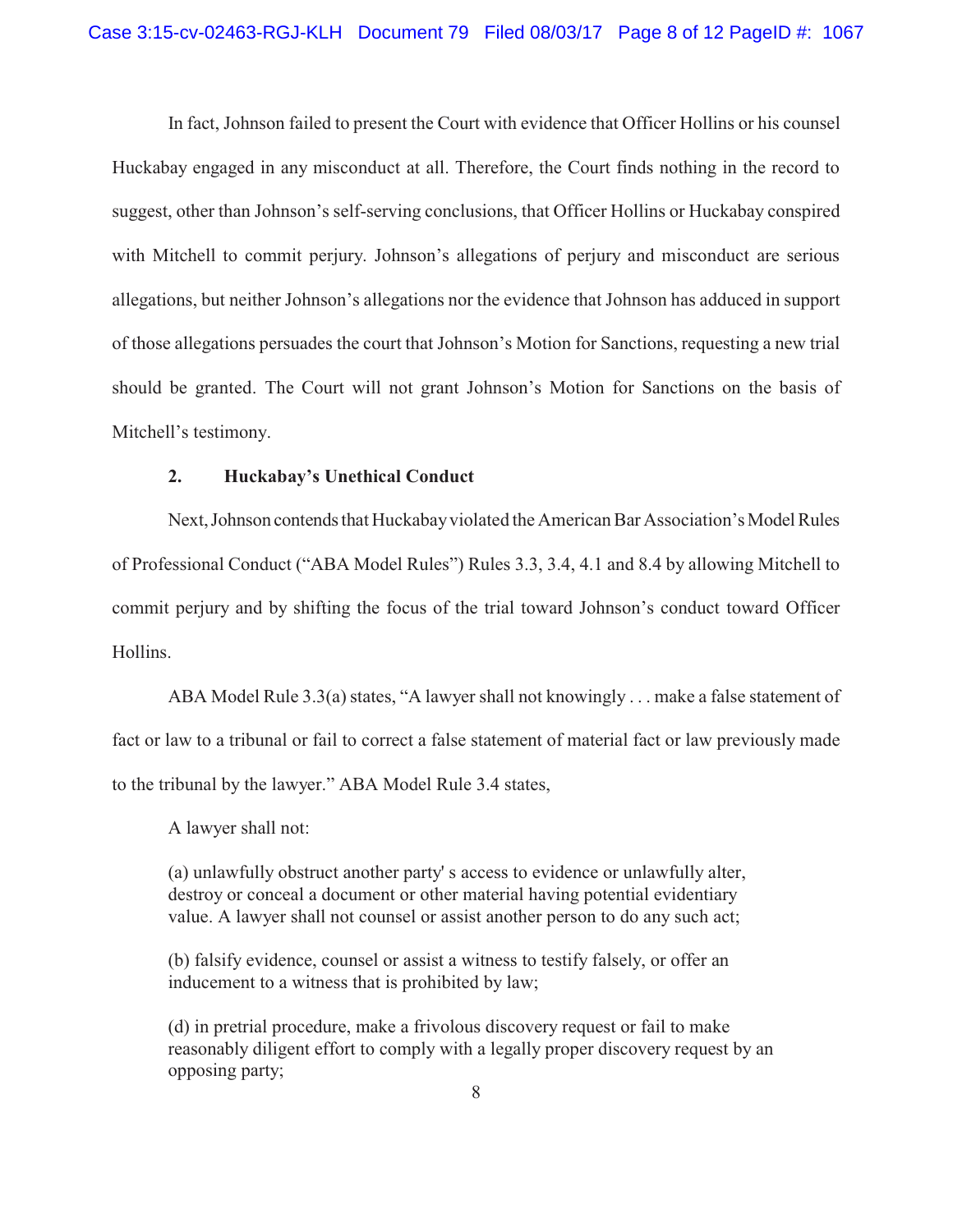In fact, Johnson failed to present the Court with evidence that Officer Hollins or his counsel Huckabay engaged in any misconduct at all. Therefore, the Court finds nothing in the record to suggest, other than Johnson's self-serving conclusions, that Officer Hollins or Huckabay conspired with Mitchell to commit perjury. Johnson's allegations of perjury and misconduct are serious allegations, but neither Johnson's allegations nor the evidence that Johnson has adduced in support of those allegations persuades the court that Johnson's Motion for Sanctions, requesting a new trial should be granted. The Court will not grant Johnson's Motion for Sanctions on the basis of Mitchell's testimony.

### 2. Huckabay's Unethical Conduct

Next, Johnson contends that Huckabay violated the American Bar Association's Model Rules of Professional Conduct ("ABA Model Rules") Rules 3.3, 3.4, 4.1 and 8.4 by allowing Mitchell to commit perjury and by shifting the focus of the trial toward Johnson's conduct toward Officer Hollins.

ABA Model Rule 3.3(a) states, "A lawyer shall not knowingly . . . make a false statement of fact or law to a tribunal or fail to correct a false statement of material fact or law previously made to the tribunal by the lawyer." ABA Model Rule 3.4 states,

> A lawyer shall not:
>
> (a) unlawfully obstruct another party' s access to evidence or unlawfully alter, destroy or conceal a document or other material having potential evidentiary value. A lawyer shall not counsel or assist another person to do any such act;
>
> (b) falsify evidence, counsel or assist a witness to testify falsely, or offer an inducement to a witness that is prohibited by law;
>
> (d) in pretrial procedure, make a frivolous discovery request or fail to make reasonably diligent effort to comply with a legally proper discovery request by an opposing party;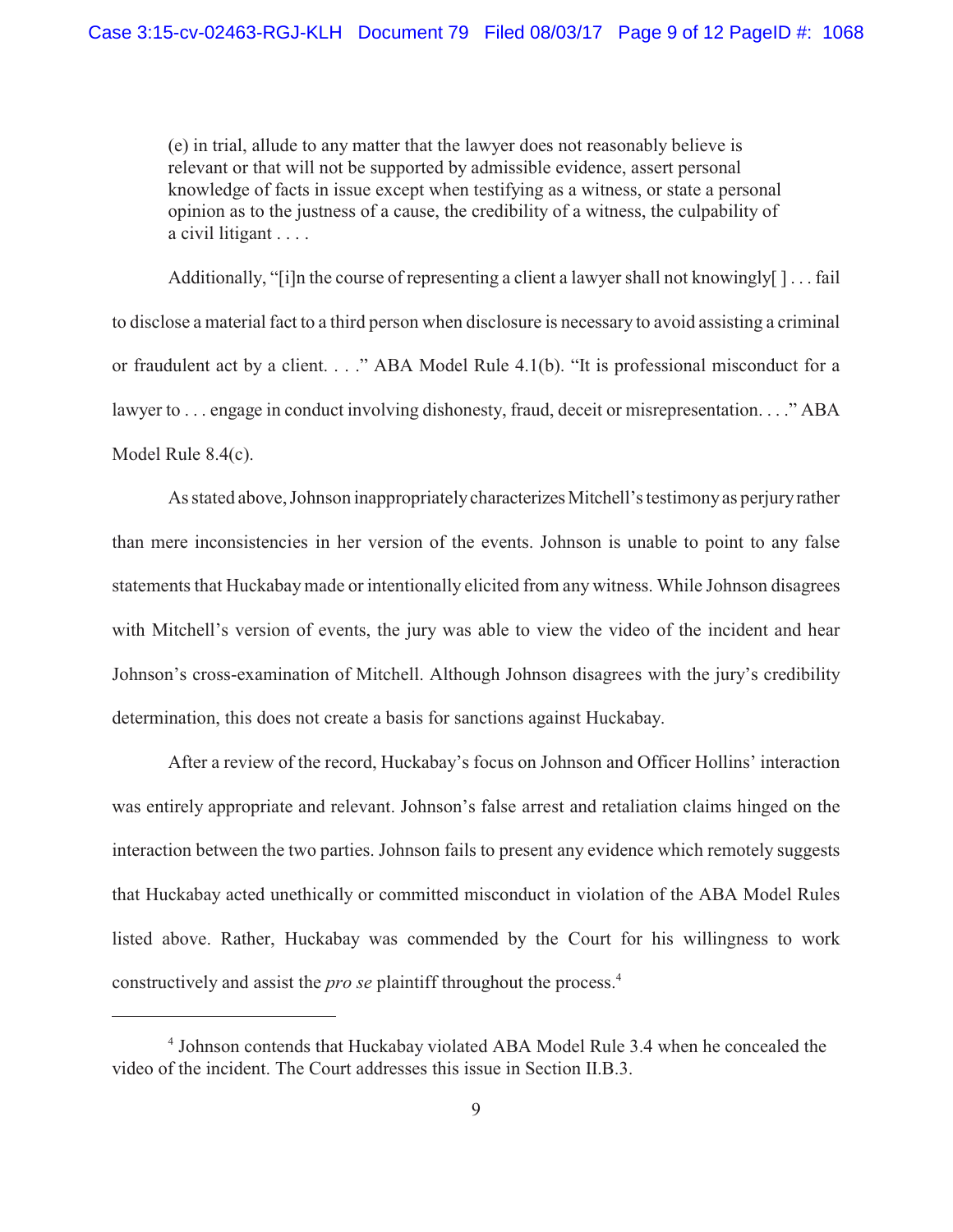> (e) in trial, allude to any matter that the lawyer does not reasonably believe is relevant or that will not be supported by admissible evidence, assert personal knowledge of facts in issue except when testifying as a witness, or state a personal opinion as to the justness of a cause, the credibility of a witness, the culpability of a civil litigant . . . .

Additionally, "[i]n the course of representing a client a lawyer shall not knowingly[ ] . . . fail to disclose a material fact to a third person when disclosure is necessary to avoid assisting a criminal or fraudulent act by a client. . . ." ABA Model Rule 4.1(b). "It is professional misconduct for a lawyer to . . . engage in conduct involving dishonesty, fraud, deceit or misrepresentation. . . ." ABA Model Rule 8.4(c).

As stated above, Johnson inappropriately characterizes Mitchell's testimony as perjury rather than mere inconsistencies in her version of the events. Johnson is unable to point to any false statements that Huckabay made or intentionally elicited from any witness. While Johnson disagrees with Mitchell's version of events, the jury was able to view the video of the incident and hear Johnson's cross-examination of Mitchell. Although Johnson disagrees with the jury's credibility determination, this does not create a basis for sanctions against Huckabay.

After a review of the record, Huckabay's focus on Johnson and Officer Hollins' interaction was entirely appropriate and relevant. Johnson's false arrest and retaliation claims hinged on the interaction between the two parties. Johnson fails to present any evidence which remotely suggests that Huckabay acted unethically or committed misconduct in violation of the ABA Model Rules listed above. Rather, Huckabay was commended by the Court for his willingness to work constructively and assist the *pro se* plaintiff throughout the process.[4]

---

[4] Johnson contends that Huckabay violated ABA Model Rule 3.4 when he concealed the video of the incident. The Court addresses this issue in Section II.B.3.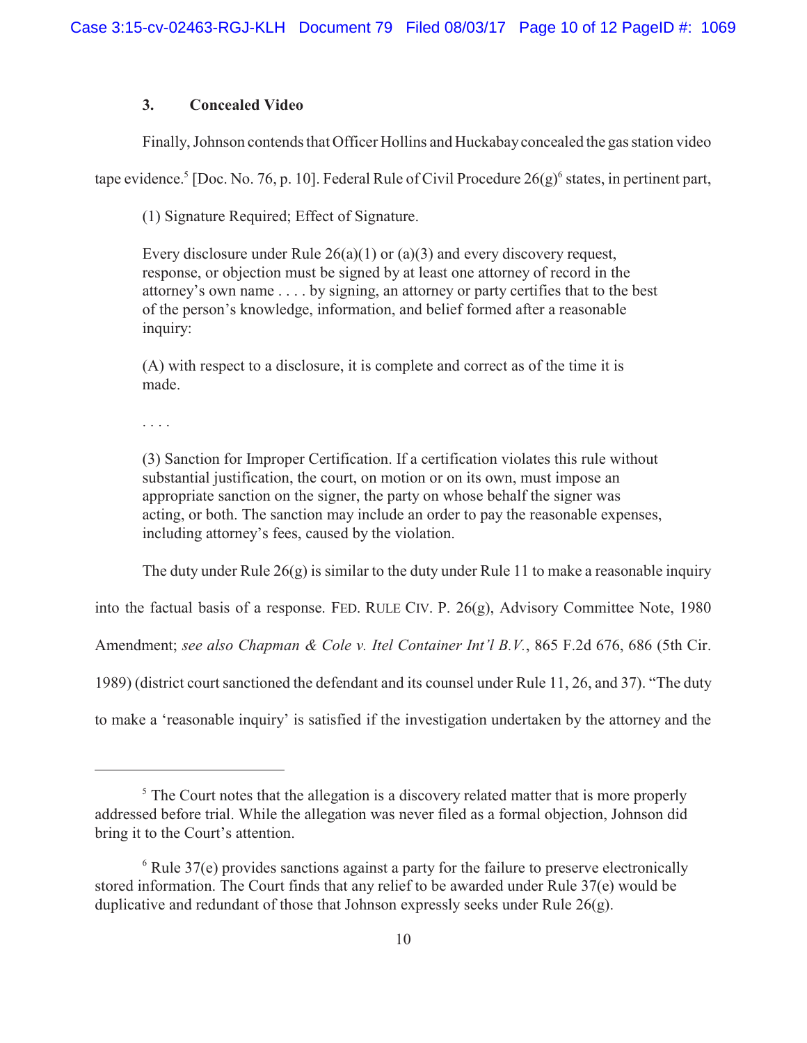### 3. Concealed Video

Finally, Johnson contends that Officer Hollins and Huckabay concealed the gas station video tape evidence.[5] [Doc. No. 76, p. 10]. Federal Rule of Civil Procedure 26(g)[6] states, in pertinent part,

> (1) Signature Required; Effect of Signature.
>
> Every disclosure under Rule 26(a)(1) or (a)(3) and every discovery request, response, or objection must be signed by at least one attorney of record in the attorney's own name . . . . by signing, an attorney or party certifies that to the best of the person's knowledge, information, and belief formed after a reasonable inquiry:
>
> (A) with respect to a disclosure, it is complete and correct as of the time it is made.
>
> . . . .
>
> (3) Sanction for Improper Certification. If a certification violates this rule without substantial justification, the court, on motion or on its own, must impose an appropriate sanction on the signer, the party on whose behalf the signer was acting, or both. The sanction may include an order to pay the reasonable expenses, including attorney's fees, caused by the violation.

The duty under Rule 26(g) is similar to the duty under Rule 11 to make a reasonable inquiry into the factual basis of a response. FED. RULE CIV. P. 26(g), Advisory Committee Note, 1980 Amendment; *see also Chapman & Cole v. Itel Container Int'l B.V.*, 865 F.2d 676, 686 (5th Cir. 1989) (district court sanctioned the defendant and its counsel under Rule 11, 26, and 37). "The duty to make a 'reasonable inquiry' is satisfied if the investigation undertaken by the attorney and the

---

[5] The Court notes that the allegation is a discovery related matter that is more properly addressed before trial. While the allegation was never filed as a formal objection, Johnson did bring it to the Court's attention.

[6] Rule 37(e) provides sanctions against a party for the failure to preserve electronically stored information. The Court finds that any relief to be awarded under Rule 37(e) would be duplicative and redundant of those that Johnson expressly seeks under Rule 26(g).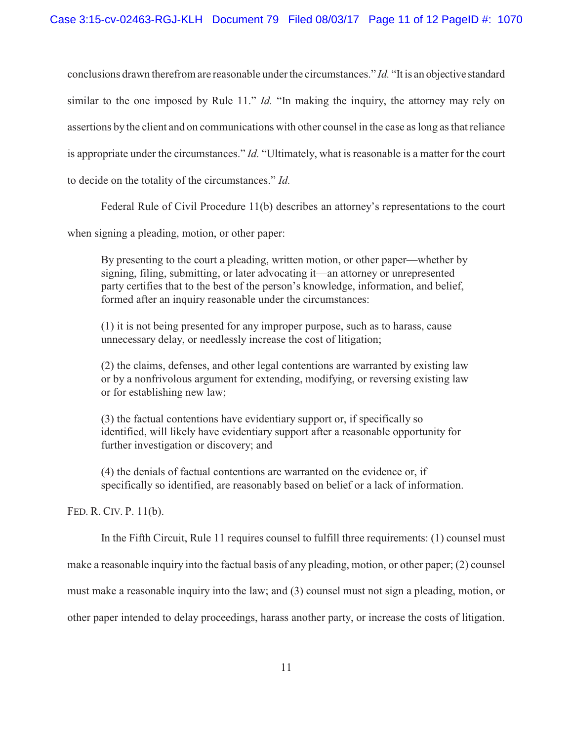conclusions drawn therefrom are reasonable under the circumstances." *Id.* "It is an objective standard similar to the one imposed by Rule 11." *Id.* "In making the inquiry, the attorney may rely on assertions by the client and on communications with other counsel in the case as long as that reliance is appropriate under the circumstances." *Id.* "Ultimately, what is reasonable is a matter for the court to decide on the totality of the circumstances." *Id.*

Federal Rule of Civil Procedure 11(b) describes an attorney's representations to the court when signing a pleading, motion, or other paper:

> By presenting to the court a pleading, written motion, or other paper—whether by signing, filing, submitting, or later advocating it—an attorney or unrepresented party certifies that to the best of the person's knowledge, information, and belief, formed after an inquiry reasonable under the circumstances:
>
> (1) it is not being presented for any improper purpose, such as to harass, cause unnecessary delay, or needlessly increase the cost of litigation;
>
> (2) the claims, defenses, and other legal contentions are warranted by existing law or by a nonfrivolous argument for extending, modifying, or reversing existing law or for establishing new law;
>
> (3) the factual contentions have evidentiary support or, if specifically so identified, will likely have evidentiary support after a reasonable opportunity for further investigation or discovery; and
>
> (4) the denials of factual contentions are warranted on the evidence or, if specifically so identified, are reasonably based on belief or a lack of information.

FED. R. CIV. P. 11(b).

In the Fifth Circuit, Rule 11 requires counsel to fulfill three requirements: (1) counsel must make a reasonable inquiry into the factual basis of any pleading, motion, or other paper; (2) counsel must make a reasonable inquiry into the law; and (3) counsel must not sign a pleading, motion, or other paper intended to delay proceedings, harass another party, or increase the costs of litigation.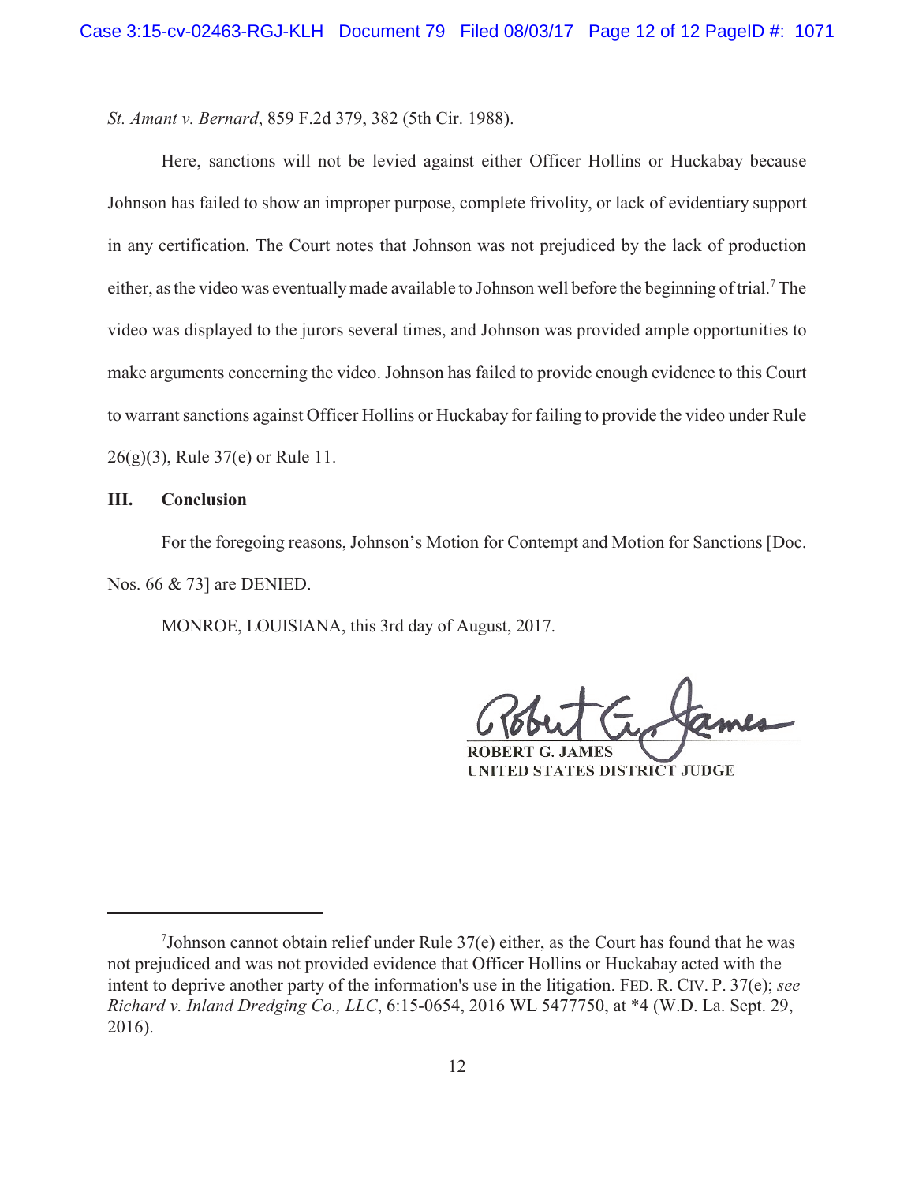*St. Amant v. Bernard*, 859 F.2d 379, 382 (5th Cir. 1988).

Here, sanctions will not be levied against either Officer Hollins or Huckabay because Johnson has failed to show an improper purpose, complete frivolity, or lack of evidentiary support in any certification. The Court notes that Johnson was not prejudiced by the lack of production either, as the video was eventually made available to Johnson well before the beginning of trial.[7] The video was displayed to the jurors several times, and Johnson was provided ample opportunities to make arguments concerning the video. Johnson has failed to provide enough evidence to this Court to warrant sanctions against Officer Hollins or Huckabay for failing to provide the video under Rule 26(g)(3), Rule 37(e) or Rule 11.

## III. Conclusion

For the foregoing reasons, Johnson's Motion for Contempt and Motion for Sanctions [Doc. Nos. 66 & 73] are DENIED.

MONROE, LOUISIANA, this 3rd day of August, 2017.

ROBERT G. JAMES
UNITED STATES DISTRICT JUDGE

---

[7]Johnson cannot obtain relief under Rule 37(e) either, as the Court has found that he was not prejudiced and was not provided evidence that Officer Hollins or Huckabay acted with the intent to deprive another party of the information's use in the litigation. FED. R. CIV. P. 37(e); *see Richard v. Inland Dredging Co., LLC*, 6:15-0654, 2016 WL 5477750, at *4 (W.D. La. Sept. 29, 2016).